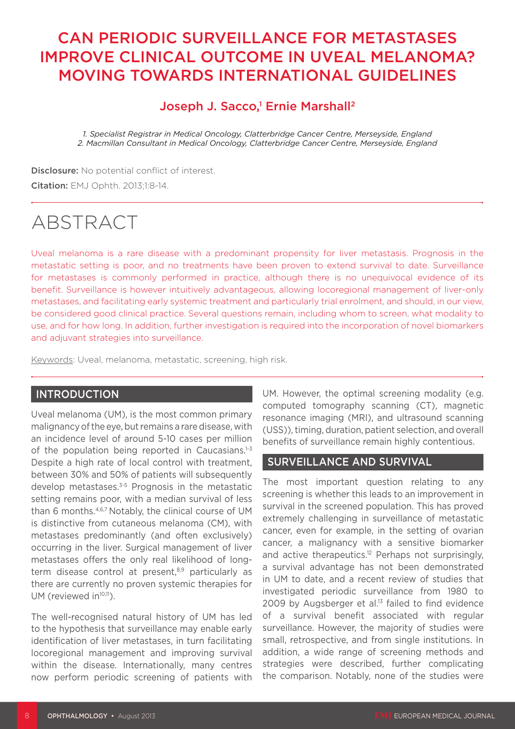# CAN PERIODIC SURVEILLANCE FOR METASTASES IMPROVE CLINICAL OUTCOME IN UVEAL MELANOMA? MOVING TOWARDS INTERNATIONAL GUIDELINES

## Joseph J. Sacco,[1] Ernie Marshall[2]

*1. Specialist Registrar in Medical Oncology, Clatterbridge Cancer Centre, Merseyside, England*
*2. Macmillan Consultant in Medical Oncology, Clatterbridge Cancer Centre, Merseyside, England*

**Disclosure:** No potential conflict of interest.

**Citation:** EMJ Ophth. 2013;1:8-14.

# ABSTRACT

Uveal melanoma is a rare disease with a predominant propensity for liver metastasis. Prognosis in the metastatic setting is poor, and no treatments have been proven to extend survival to date. Surveillance for metastases is commonly performed in practice, although there is no unequivocal evidence of its benefit. Surveillance is however intuitively advantageous, allowing locoregional management of liver-only metastases, and facilitating early systemic treatment and particularly trial enrolment, and should, in our view, be considered good clinical practice. Several questions remain, including whom to screen, what modality to use, and for how long. In addition, further investigation is required into the incorporation of novel biomarkers and adjuvant strategies into surveillance.

Keywords: Uveal, melanoma, metastatic, screening, high risk.

## INTRODUCTION

Uveal melanoma (UM), is the most common primary malignancy of the eye, but remains a rare disease, with an incidence level of around 5-10 cases per million of the population being reported in Caucasians.[1-3] Despite a high rate of local control with treatment, between 30% and 50% of patients will subsequently develop metastases.[3-5] Prognosis in the metastatic setting remains poor, with a median survival of less than 6 months.[4,6,7] Notably, the clinical course of UM is distinctive from cutaneous melanoma (CM), with metastases predominantly (and often exclusively) occurring in the liver. Surgical management of liver metastases offers the only real likelihood of long-term disease control at present,[8,9] particularly as there are currently no proven systemic therapies for UM (reviewed in[10,11]).

The well-recognised natural history of UM has led to the hypothesis that surveillance may enable early identification of liver metastases, in turn facilitating locoregional management and improving survival within the disease. Internationally, many centres now perform periodic screening of patients with UM. However, the optimal screening modality (e.g. computed tomography scanning (CT), magnetic resonance imaging (MRI), and ultrasound scanning (USS)), timing, duration, patient selection, and overall benefits of surveillance remain highly contentious.

## SURVEILLANCE AND SURVIVAL

The most important question relating to any screening is whether this leads to an improvement in survival in the screened population. This has proved extremely challenging in surveillance of metastatic cancer, even for example, in the setting of ovarian cancer, a malignancy with a sensitive biomarker and active therapeutics.[12] Perhaps not surprisingly, a survival advantage has not been demonstrated in UM to date, and a recent review of studies that investigated periodic surveillance from 1980 to 2009 by Augsberger et al.[13] failed to find evidence of a survival benefit associated with regular surveillance. However, the majority of studies were small, retrospective, and from single institutions. In addition, a wide range of screening methods and strategies were described, further complicating the comparison. Notably, none of the studies were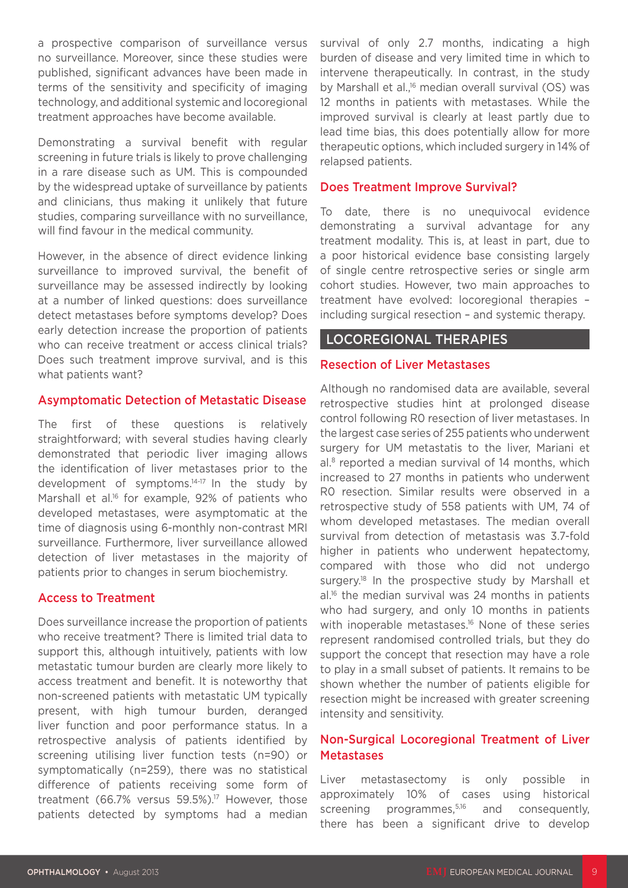a prospective comparison of surveillance versus no surveillance. Moreover, since these studies were published, significant advances have been made in terms of the sensitivity and specificity of imaging technology, and additional systemic and locoregional treatment approaches have become available.

Demonstrating a survival benefit with regular screening in future trials is likely to prove challenging in a rare disease such as UM. This is compounded by the widespread uptake of surveillance by patients and clinicians, thus making it unlikely that future studies, comparing surveillance with no surveillance, will find favour in the medical community.

However, in the absence of direct evidence linking surveillance to improved survival, the benefit of surveillance may be assessed indirectly by looking at a number of linked questions: does surveillance detect metastases before symptoms develop? Does early detection increase the proportion of patients who can receive treatment or access clinical trials? Does such treatment improve survival, and is this what patients want?

### Asymptomatic Detection of Metastatic Disease

The first of these questions is relatively straightforward; with several studies having clearly demonstrated that periodic liver imaging allows the identification of liver metastases prior to the development of symptoms.[14-17] In the study by Marshall et al.[16] for example, 92% of patients who developed metastases, were asymptomatic at the time of diagnosis using 6-monthly non-contrast MRI surveillance. Furthermore, liver surveillance allowed detection of liver metastases in the majority of patients prior to changes in serum biochemistry.

### Access to Treatment

Does surveillance increase the proportion of patients who receive treatment? There is limited trial data to support this, although intuitively, patients with low metastatic tumour burden are clearly more likely to access treatment and benefit. It is noteworthy that non-screened patients with metastatic UM typically present, with high tumour burden, deranged liver function and poor performance status. In a retrospective analysis of patients identified by screening utilising liver function tests (n=90) or symptomatically (n=259), there was no statistical difference of patients receiving some form of treatment (66.7% versus 59.5%).[17] However, those patients detected by symptoms had a median survival of only 2.7 months, indicating a high burden of disease and very limited time in which to intervene therapeutically. In contrast, in the study by Marshall et al.,[16] median overall survival (OS) was 12 months in patients with metastases. While the improved survival is clearly at least partly due to lead time bias, this does potentially allow for more therapeutic options, which included surgery in 14% of relapsed patients.

### Does Treatment Improve Survival?

To date, there is no unequivocal evidence demonstrating a survival advantage for any treatment modality. This is, at least in part, due to a poor historical evidence base consisting largely of single centre retrospective series or single arm cohort studies. However, two main approaches to treatment have evolved: locoregional therapies – including surgical resection – and systemic therapy.

## LOCOREGIONAL THERAPIES

### Resection of Liver Metastases

Although no randomised data are available, several retrospective studies hint at prolonged disease control following R0 resection of liver metastases. In the largest case series of 255 patients who underwent surgery for UM metastatis to the liver, Mariani et al.[8] reported a median survival of 14 months, which increased to 27 months in patients who underwent R0 resection. Similar results were observed in a retrospective study of 558 patients with UM, 74 of whom developed metastases. The median overall survival from detection of metastasis was 3.7-fold higher in patients who underwent hepatectomy, compared with those who did not undergo surgery.[18] In the prospective study by Marshall et al.[16] the median survival was 24 months in patients who had surgery, and only 10 months in patients with inoperable metastases.[16] None of these series represent randomised controlled trials, but they do support the concept that resection may have a role to play in a small subset of patients. It remains to be shown whether the number of patients eligible for resection might be increased with greater screening intensity and sensitivity.

### Non-Surgical Locoregional Treatment of Liver Metastases

Liver metastasectomy is only possible in approximately 10% of cases using historical screening programmes,[5,16] and consequently, there has been a significant drive to develop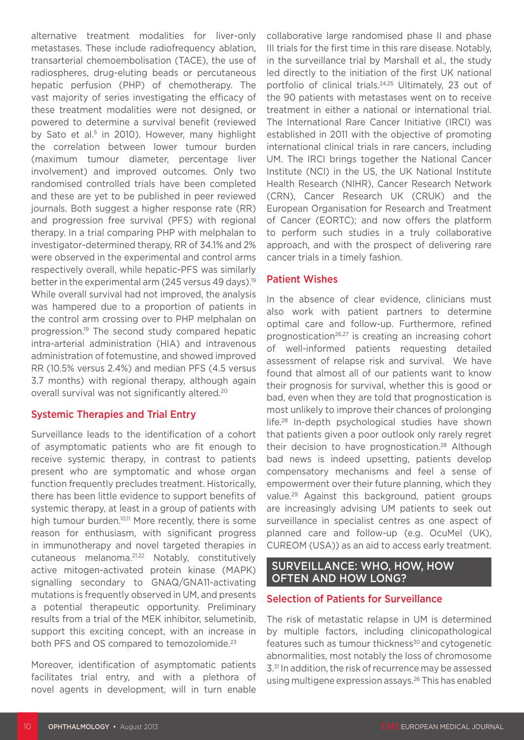alternative treatment modalities for liver-only metastases. These include radiofrequency ablation, transarterial chemoembolisation (TACE), the use of radiospheres, drug-eluting beads or percutaneous hepatic perfusion (PHP) of chemotherapy. The vast majority of series investigating the efficacy of these treatment modalities were not designed, or powered to determine a survival benefit (reviewed by Sato et al.[5] in 2010). However, many highlight the correlation between lower tumour burden (maximum tumour diameter, percentage liver involvement) and improved outcomes. Only two randomised controlled trials have been completed and these are yet to be published in peer reviewed journals. Both suggest a higher response rate (RR) and progression free survival (PFS) with regional therapy. In a trial comparing PHP with melphalan to investigator-determined therapy, RR of 34.1% and 2% were observed in the experimental and control arms respectively overall, while hepatic-PFS was similarly better in the experimental arm (245 versus 49 days).[19] While overall survival had not improved, the analysis was hampered due to a proportion of patients in the control arm crossing over to PHP melphalan on progression.[19] The second study compared hepatic intra-arterial administration (HIA) and intravenous administration of fotemustine, and showed improved RR (10.5% versus 2.4%) and median PFS (4.5 versus 3.7 months) with regional therapy, although again overall survival was not significantly altered.[20]

### Systemic Therapies and Trial Entry

Surveillance leads to the identification of a cohort of asymptomatic patients who are fit enough to receive systemic therapy, in contrast to patients present who are symptomatic and whose organ function frequently precludes treatment. Historically, there has been little evidence to support benefits of systemic therapy, at least in a group of patients with high tumour burden.[10,11] More recently, there is some reason for enthusiasm, with significant progress in immunotherapy and novel targeted therapies in cutaneous melanoma.[21,22] Notably, constitutively active mitogen-activated protein kinase (MAPK) signalling secondary to GNAQ/GNA11-activating mutations is frequently observed in UM, and presents a potential therapeutic opportunity. Preliminary results from a trial of the MEK inhibitor, selumetinib, support this exciting concept, with an increase in both PFS and OS compared to temozolomide.[23]

Moreover, identification of asymptomatic patients facilitates trial entry, and with a plethora of novel agents in development, will in turn enable collaborative large randomised phase II and phase III trials for the first time in this rare disease. Notably, in the surveillance trial by Marshall et al., the study led directly to the initiation of the first UK national portfolio of clinical trials.[24,25] Ultimately, 23 out of the 90 patients with metastases went on to receive treatment in either a national or international trial. The International Rare Cancer Initiative (IRCI) was established in 2011 with the objective of promoting international clinical trials in rare cancers, including UM. The IRCI brings together the National Cancer Institute (NCI) in the US, the UK National Institute Health Research (NIHR), Cancer Research Network (CRN), Cancer Research UK (CRUK) and the European Organisation for Research and Treatment of Cancer (EORTC); and now offers the platform to perform such studies in a truly collaborative approach, and with the prospect of delivering rare cancer trials in a timely fashion.

### Patient Wishes

In the absence of clear evidence, clinicians must also work with patient partners to determine optimal care and follow-up. Furthermore, refined prognostication[26,27] is creating an increasing cohort of well-informed patients requesting detailed assessment of relapse risk and survival. We have found that almost all of our patients want to know their prognosis for survival, whether this is good or bad, even when they are told that prognostication is most unlikely to improve their chances of prolonging life.[28] In-depth psychological studies have shown that patients given a poor outlook only rarely regret their decision to have prognostication.[28] Although bad news is indeed upsetting, patients develop compensatory mechanisms and feel a sense of empowerment over their future planning, which they value.[29] Against this background, patient groups are increasingly advising UM patients to seek out surveillance in specialist centres as one aspect of planned care and follow-up (e.g. OcuMel (UK), CUREOM (USA)) as an aid to access early treatment.

## SURVEILLANCE: WHO, HOW, HOW OFTEN AND HOW LONG?

### Selection of Patients for Surveillance

The risk of metastatic relapse in UM is determined by multiple factors, including clinicopathological features such as tumour thickness[30] and cytogenetic abnormalities, most notably the loss of chromosome 3.[31] In addition, the risk of recurrence may be assessed using multigene expression assays.[26] This has enabled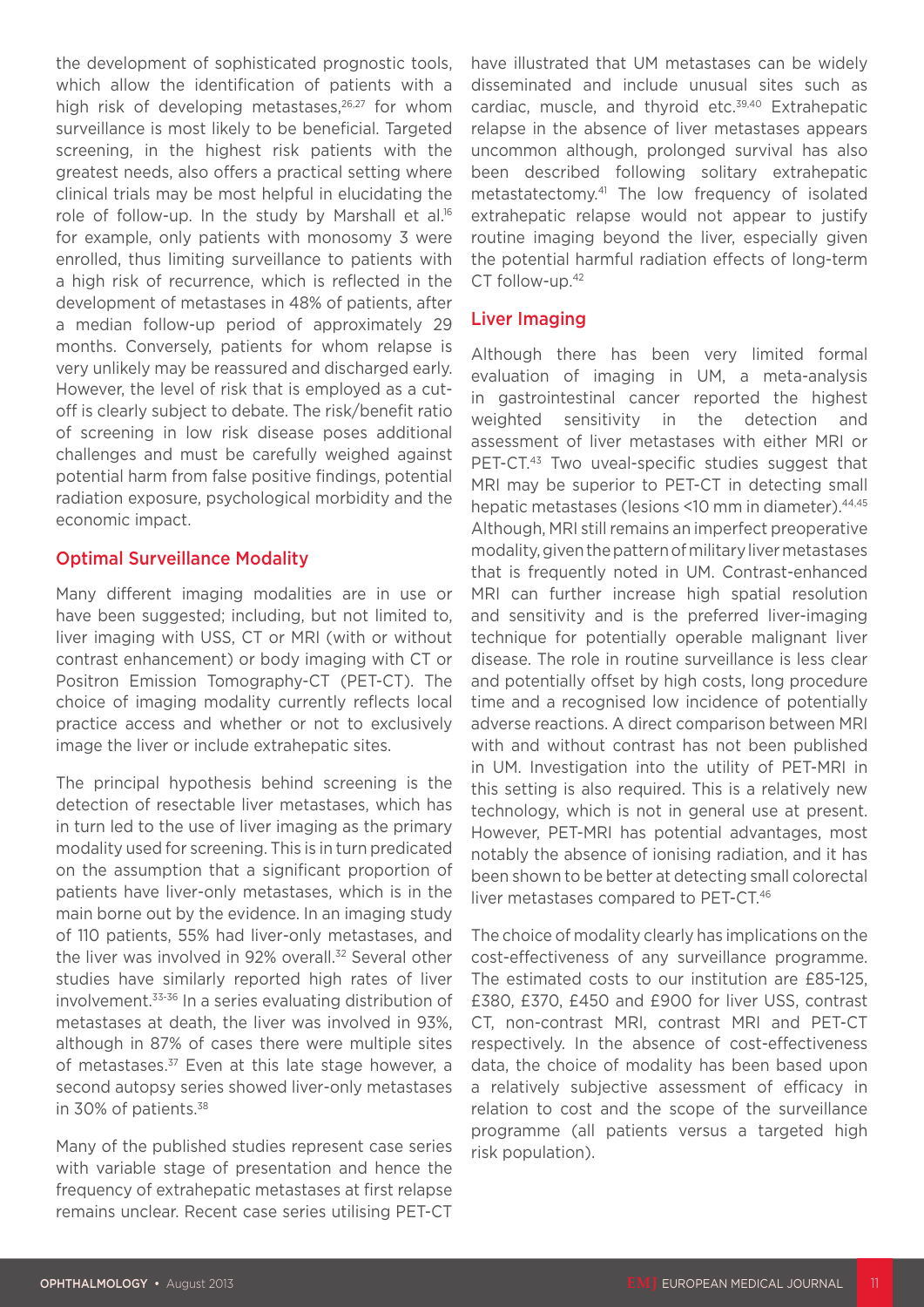the development of sophisticated prognostic tools, which allow the identification of patients with a high risk of developing metastases,[26,27] for whom surveillance is most likely to be beneficial. Targeted screening, in the highest risk patients with the greatest needs, also offers a practical setting where clinical trials may be most helpful in elucidating the role of follow-up. In the study by Marshall et al.[16] for example, only patients with monosomy 3 were enrolled, thus limiting surveillance to patients with a high risk of recurrence, which is reflected in the development of metastases in 48% of patients, after a median follow-up period of approximately 29 months. Conversely, patients for whom relapse is very unlikely may be reassured and discharged early. However, the level of risk that is employed as a cut-off is clearly subject to debate. The risk/benefit ratio of screening in low risk disease poses additional challenges and must be carefully weighed against potential harm from false positive findings, potential radiation exposure, psychological morbidity and the economic impact.

## Optimal Surveillance Modality

Many different imaging modalities are in use or have been suggested; including, but not limited to, liver imaging with USS, CT or MRI (with or without contrast enhancement) or body imaging with CT or Positron Emission Tomography-CT (PET-CT). The choice of imaging modality currently reflects local practice access and whether or not to exclusively image the liver or include extrahepatic sites.

The principal hypothesis behind screening is the detection of resectable liver metastases, which has in turn led to the use of liver imaging as the primary modality used for screening. This is in turn predicated on the assumption that a significant proportion of patients have liver-only metastases, which is in the main borne out by the evidence. In an imaging study of 110 patients, 55% had liver-only metastases, and the liver was involved in 92% overall.[32] Several other studies have similarly reported high rates of liver involvement.[33-36] In a series evaluating distribution of metastases at death, the liver was involved in 93%, although in 87% of cases there were multiple sites of metastases.[37] Even at this late stage however, a second autopsy series showed liver-only metastases in 30% of patients.[38]

Many of the published studies represent case series with variable stage of presentation and hence the frequency of extrahepatic metastases at first relapse remains unclear. Recent case series utilising PET-CT have illustrated that UM metastases can be widely disseminated and include unusual sites such as cardiac, muscle, and thyroid etc.[39,40] Extrahepatic relapse in the absence of liver metastases appears uncommon although, prolonged survival has also been described following solitary extrahepatic metastatectomy.[41] The low frequency of isolated extrahepatic relapse would not appear to justify routine imaging beyond the liver, especially given the potential harmful radiation effects of long-term CT follow-up.[42]

## Liver Imaging

Although there has been very limited formal evaluation of imaging in UM, a meta-analysis in gastrointestinal cancer reported the highest weighted sensitivity in the detection and assessment of liver metastases with either MRI or PET-CT.[43] Two uveal-specific studies suggest that MRI may be superior to PET-CT in detecting small hepatic metastases (lesions <10 mm in diameter).[44,45] Although, MRI still remains an imperfect preoperative modality, given the pattern of military liver metastases that is frequently noted in UM. Contrast-enhanced MRI can further increase high spatial resolution and sensitivity and is the preferred liver-imaging technique for potentially operable malignant liver disease. The role in routine surveillance is less clear and potentially offset by high costs, long procedure time and a recognised low incidence of potentially adverse reactions. A direct comparison between MRI with and without contrast has not been published in UM. Investigation into the utility of PET-MRI in this setting is also required. This is a relatively new technology, which is not in general use at present. However, PET-MRI has potential advantages, most notably the absence of ionising radiation, and it has been shown to be better at detecting small colorectal liver metastases compared to PET-CT.[46]

The choice of modality clearly has implications on the cost-effectiveness of any surveillance programme. The estimated costs to our institution are £85-125, £380, £370, £450 and £900 for liver USS, contrast CT, non-contrast MRI, contrast MRI and PET-CT respectively. In the absence of cost-effectiveness data, the choice of modality has been based upon a relatively subjective assessment of efficacy in relation to cost and the scope of the surveillance programme (all patients versus a targeted high risk population).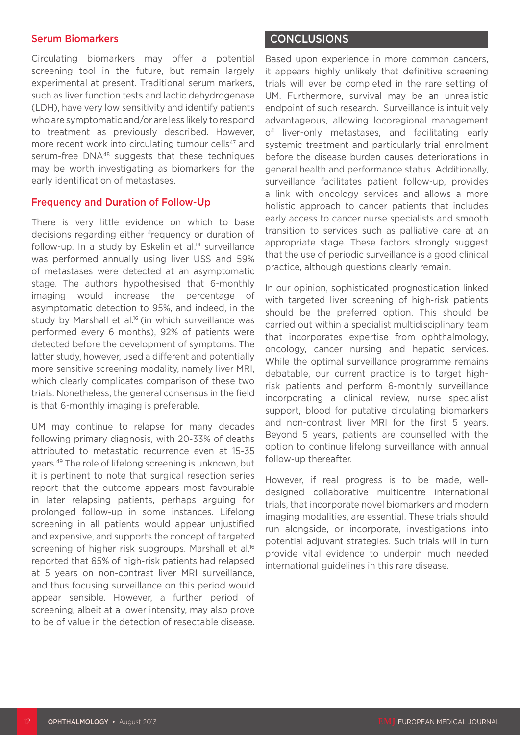### Serum Biomarkers

Circulating biomarkers may offer a potential screening tool in the future, but remain largely experimental at present. Traditional serum markers, such as liver function tests and lactic dehydrogenase (LDH), have very low sensitivity and identify patients who are symptomatic and/or are less likely to respond to treatment as previously described. However, more recent work into circulating tumour cells[47] and serum-free DNA[48] suggests that these techniques may be worth investigating as biomarkers for the early identification of metastases.

### Frequency and Duration of Follow-Up

There is very little evidence on which to base decisions regarding either frequency or duration of follow-up. In a study by Eskelin et al.[14] surveillance was performed annually using liver USS and 59% of metastases were detected at an asymptomatic stage. The authors hypothesised that 6-monthly imaging would increase the percentage of asymptomatic detection to 95%, and indeed, in the study by Marshall et al.[16] (in which surveillance was performed every 6 months), 92% of patients were detected before the development of symptoms. The latter study, however, used a different and potentially more sensitive screening modality, namely liver MRI, which clearly complicates comparison of these two trials. Nonetheless, the general consensus in the field is that 6-monthly imaging is preferable.

UM may continue to relapse for many decades following primary diagnosis, with 20-33% of deaths attributed to metastatic recurrence even at 15-35 years.[49] The role of lifelong screening is unknown, but it is pertinent to note that surgical resection series report that the outcome appears most favourable in later relapsing patients, perhaps arguing for prolonged follow-up in some instances. Lifelong screening in all patients would appear unjustified and expensive, and supports the concept of targeted screening of higher risk subgroups. Marshall et al.[16] reported that 65% of high-risk patients had relapsed at 5 years on non-contrast liver MRI surveillance, and thus focusing surveillance on this period would appear sensible. However, a further period of screening, albeit at a lower intensity, may also prove to be of value in the detection of resectable disease.

## CONCLUSIONS

Based upon experience in more common cancers, it appears highly unlikely that definitive screening trials will ever be completed in the rare setting of UM. Furthermore, survival may be an unrealistic endpoint of such research. Surveillance is intuitively advantageous, allowing locoregional management of liver-only metastases, and facilitating early systemic treatment and particularly trial enrolment before the disease burden causes deteriorations in general health and performance status. Additionally, surveillance facilitates patient follow-up, provides a link with oncology services and allows a more holistic approach to cancer patients that includes early access to cancer nurse specialists and smooth transition to services such as palliative care at an appropriate stage. These factors strongly suggest that the use of periodic surveillance is a good clinical practice, although questions clearly remain.

In our opinion, sophisticated prognostication linked with targeted liver screening of high-risk patients should be the preferred option. This should be carried out within a specialist multidisciplinary team that incorporates expertise from ophthalmology, oncology, cancer nursing and hepatic services. While the optimal surveillance programme remains debatable, our current practice is to target high-risk patients and perform 6-monthly surveillance incorporating a clinical review, nurse specialist support, blood for putative circulating biomarkers and non-contrast liver MRI for the first 5 years. Beyond 5 years, patients are counselled with the option to continue lifelong surveillance with annual follow-up thereafter.

However, if real progress is to be made, well-designed collaborative multicentre international trials, that incorporate novel biomarkers and modern imaging modalities, are essential. These trials should run alongside, or incorporate, investigations into potential adjuvant strategies. Such trials will in turn provide vital evidence to underpin much needed international guidelines in this rare disease.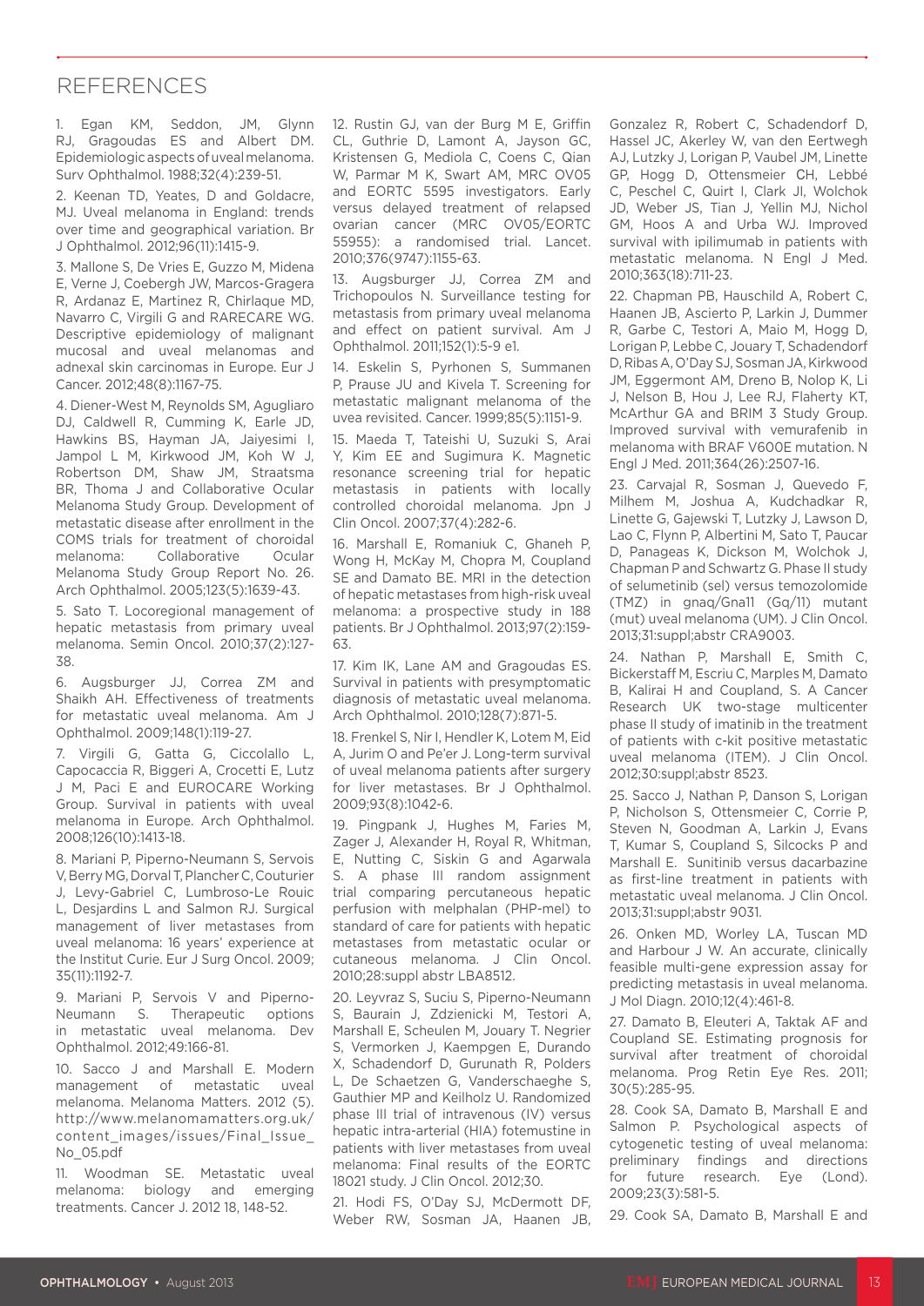# REFERENCES

1. Egan KM, Seddon, JM, Glynn RJ, Gragoudas ES and Albert DM. Epidemiologic aspects of uveal melanoma. Surv Ophthalmol. 1988;32(4):239-51.

2. Keenan TD, Yeates, D and Goldacre, MJ. Uveal melanoma in England: trends over time and geographical variation. Br J Ophthalmol. 2012;96(11):1415-9.

3. Mallone S, De Vries E, Guzzo M, Midena E, Verne J, Coebergh JW, Marcos-Gragera R, Ardanaz E, Martinez R, Chirlaque MD, Navarro C, Virgili G and RARECARE WG. Descriptive epidemiology of malignant mucosal and uveal melanomas and adnexal skin carcinomas in Europe. Eur J Cancer. 2012;48(8):1167-75.

4. Diener-West M, Reynolds SM, Agugliaro DJ, Caldwell R, Cumming K, Earle JD, Hawkins BS, Hayman JA, Jaiyesimi I, Jampol L M, Kirkwood JM, Koh W J, Robertson DM, Shaw JM, Straatsma BR, Thoma J and Collaborative Ocular Melanoma Study Group. Development of metastatic disease after enrollment in the COMS trials for treatment of choroidal melanoma: Collaborative Ocular Melanoma Study Group Report No. 26. Arch Ophthalmol. 2005;123(5):1639-43.

5. Sato T. Locoregional management of hepatic metastasis from primary uveal melanoma. Semin Oncol. 2010;37(2):127-38.

6. Augsburger JJ, Correa ZM and Shaikh AH. Effectiveness of treatments for metastatic uveal melanoma. Am J Ophthalmol. 2009;148(1):119-27.

7. Virgili G, Gatta G, Ciccolallo L, Capocaccia R, Biggeri A, Crocetti E, Lutz J M, Paci E and EUROCARE Working Group. Survival in patients with uveal melanoma in Europe. Arch Ophthalmol. 2008;126(10):1413-18.

8. Mariani P, Piperno-Neumann S, Servois V, Berry MG, Dorval T, Plancher C, Couturier J, Levy-Gabriel C, Lumbroso-Le Rouic L, Desjardins L and Salmon RJ. Surgical management of liver metastases from uveal melanoma: 16 years' experience at the Institut Curie. Eur J Surg Oncol. 2009; 35(11):1192-7.

9. Mariani P, Servois V and Piperno-Neumann S. Therapeutic options in metastatic uveal melanoma. Dev Ophthalmol. 2012;49:166-81.

10. Sacco J and Marshall E. Modern management of metastatic uveal melanoma. Melanoma Matters. 2012 (5). http://www.melanomamatters.org.uk/content_images/issues/Final_Issue_No_05.pdf

11. Woodman SE. Metastatic uveal melanoma: biology and emerging treatments. Cancer J. 2012 18, 148-52.

12. Rustin GJ, van der Burg M E, Griffin CL, Guthrie D, Lamont A, Jayson GC, Kristensen G, Mediola C, Coens C, Qian W, Parmar M K, Swart AM, MRC OV05 and EORTC 5595 investigators. Early versus delayed treatment of relapsed ovarian cancer (MRC OV05/EORTC 55955): a randomised trial. Lancet. 2010;376(9747):1155-63.

13. Augsburger JJ, Correa ZM and Trichopoulos N. Surveillance testing for metastasis from primary uveal melanoma and effect on patient survival. Am J Ophthalmol. 2011;152(1):5-9 e1.

14. Eskelin S, Pyrhonen S, Summanen P, Prause JU and Kivela T. Screening for metastatic malignant melanoma of the uvea revisited. Cancer. 1999;85(5):1151-9.

15. Maeda T, Tateishi U, Suzuki S, Arai Y, Kim EE and Sugimura K. Magnetic resonance screening trial for hepatic metastasis in patients with locally controlled choroidal melanoma. Jpn J Clin Oncol. 2007;37(4):282-6.

16. Marshall E, Romaniuk C, Ghaneh P, Wong H, McKay M, Chopra M, Coupland SE and Damato BE. MRI in the detection of hepatic metastases from high-risk uveal melanoma: a prospective study in 188 patients. Br J Ophthalmol. 2013;97(2):159-63.

17. Kim IK, Lane AM and Gragoudas ES. Survival in patients with presymptomatic diagnosis of metastatic uveal melanoma. Arch Ophthalmol. 2010;128(7):871-5.

18. Frenkel S, Nir I, Hendler K, Lotem M, Eid A, Jurim O and Pe'er J. Long-term survival of uveal melanoma patients after surgery for liver metastases. Br J Ophthalmol. 2009;93(8):1042-6.

19. Pingpank J, Hughes M, Faries M, Zager J, Alexander H, Royal R, Whitman, E, Nutting C, Siskin G and Agarwala S. A phase III random assignment trial comparing percutaneous hepatic perfusion with melphalan (PHP-mel) to standard of care for patients with hepatic metastases from metastatic ocular or cutaneous melanoma. J Clin Oncol. 2010;28:suppl abstr LBA8512.

20. Leyvraz S, Suciu S, Piperno-Neumann S, Baurain J, Zdzienicki M, Testori A, Marshall E, Scheulen M, Jouary T. Negrier S, Vermorken J, Kaempgen E, Durando X, Schadendorf D, Gurunath R, Polders L, De Schaetzen G, Vanderschaeghe S, Gauthier MP and Keilholz U. Randomized phase III trial of intravenous (IV) versus hepatic intra-arterial (HIA) fotemustine in patients with liver metastases from uveal melanoma: Final results of the EORTC 18021 study. J Clin Oncol. 2012;30.

21. Hodi FS, O'Day SJ, McDermott DF, Weber RW, Sosman JA, Haanen JB, Gonzalez R, Robert C, Schadendorf D, Hassel JC, Akerley W, van den Eertwegh AJ, Lutzky J, Lorigan P, Vaubel JM, Linette GP, Hogg D, Ottensmeier CH, Lebbé C, Peschel C, Quirt I, Clark JI, Wolchok JD, Weber JS, Tian J, Yellin MJ, Nichol GM, Hoos A and Urba WJ. Improved survival with ipilimumab in patients with metastatic melanoma. N Engl J Med. 2010;363(18):711-23.

22. Chapman PB, Hauschild A, Robert C, Haanen JB, Ascierto P, Larkin J, Dummer R, Garbe C, Testori A, Maio M, Hogg D, Lorigan P, Lebbe C, Jouary T, Schadendorf D, Ribas A, O'Day SJ, Sosman JA, Kirkwood JM, Eggermont AM, Dreno B, Nolop K, Li J, Nelson B, Hou J, Lee RJ, Flaherty KT, McArthur GA and BRIM 3 Study Group. Improved survival with vemurafenib in melanoma with BRAF V600E mutation. N Engl J Med. 2011;364(26):2507-16.

23. Carvajal R, Sosman J, Quevedo F, Milhem M, Joshua A, Kudchadkar R, Linette G, Gajewski T, Lutzky J, Lawson D, Lao C, Flynn P, Albertini M, Sato T, Paucar D, Panageas K, Dickson M, Wolchok J, Chapman P and Schwartz G. Phase II study of selumetinib (sel) versus temozolomide (TMZ) in gnaq/Gna11 (Gq/11) mutant (mut) uveal melanoma (UM). J Clin Oncol. 2013;31:suppl;abstr CRA9003.

24. Nathan P, Marshall E, Smith C, Bickerstaff M, Escriu C, Marples M, Damato B, Kalirai H and Coupland, S. A Cancer Research UK two-stage multicenter phase II study of imatinib in the treatment of patients with c-kit positive metastatic uveal melanoma (ITEM). J Clin Oncol. 2012;30:suppl;abstr 8523.

25. Sacco J, Nathan P, Danson S, Lorigan P, Nicholson S, Ottensmeier C, Corrie P, Steven N, Goodman A, Larkin J, Evans T, Kumar S, Coupland S, Silcocks P and Marshall E. Sunitinib versus dacarbazine as first-line treatment in patients with metastatic uveal melanoma. J Clin Oncol. 2013;31:suppl;abstr 9031.

26. Onken MD, Worley LA, Tuscan MD and Harbour J W. An accurate, clinically feasible multi-gene expression assay for predicting metastasis in uveal melanoma. J Mol Diagn. 2010;12(4):461-8.

27. Damato B, Eleuteri A, Taktak AF and Coupland SE. Estimating prognosis for survival after treatment of choroidal melanoma. Prog Retin Eye Res. 2011; 30(5):285-95.

28. Cook SA, Damato B, Marshall E and Salmon P. Psychological aspects of cytogenetic testing of uveal melanoma: preliminary findings and directions for future research. Eye (Lond). 2009;23(3):581-5.

29. Cook SA, Damato B, Marshall E and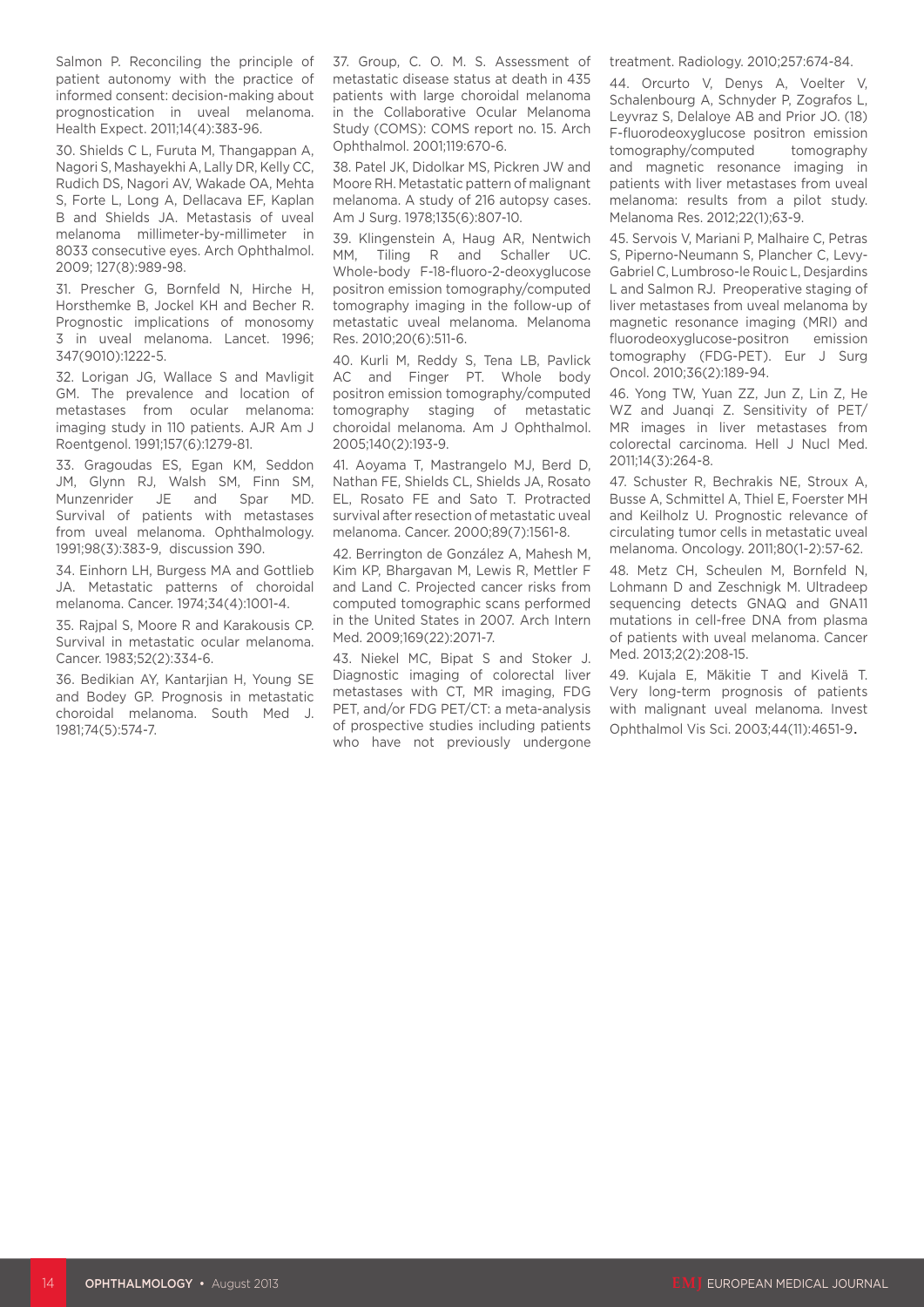Salmon P. Reconciling the principle of patient autonomy with the practice of informed consent: decision-making about prognostication in uveal melanoma. Health Expect. 2011;14(4):383-96.

30. Shields C L, Furuta M, Thangappan A, Nagori S, Mashayekhi A, Lally DR, Kelly CC, Rudich DS, Nagori AV, Wakade OA, Mehta S, Forte L, Long A, Dellacava EF, Kaplan B and Shields JA. Metastasis of uveal melanoma millimeter-by-millimeter in 8033 consecutive eyes. Arch Ophthalmol. 2009; 127(8):989-98.

31. Prescher G, Bornfeld N, Hirche H, Horsthemke B, Jockel KH and Becher R. Prognostic implications of monosomy 3 in uveal melanoma. Lancet. 1996; 347(9010):1222-5.

32. Lorigan JG, Wallace S and Mavligit GM. The prevalence and location of metastases from ocular melanoma: imaging study in 110 patients. AJR Am J Roentgenol. 1991;157(6):1279-81.

33. Gragoudas ES, Egan KM, Seddon JM, Glynn RJ, Walsh SM, Finn SM, Munzenrider JE and Spar MD. Survival of patients with metastases from uveal melanoma. Ophthalmology. 1991;98(3):383-9, discussion 390.

34. Einhorn LH, Burgess MA and Gottlieb JA. Metastatic patterns of choroidal melanoma. Cancer. 1974;34(4):1001-4.

35. Rajpal S, Moore R and Karakousis CP. Survival in metastatic ocular melanoma. Cancer. 1983;52(2):334-6.

36. Bedikian AY, Kantarjian H, Young SE and Bodey GP. Prognosis in metastatic choroidal melanoma. South Med J. 1981;74(5):574-7.

37. Group, C. O. M. S. Assessment of metastatic disease status at death in 435 patients with large choroidal melanoma in the Collaborative Ocular Melanoma Study (COMS): COMS report no. 15. Arch Ophthalmol. 2001;119:670-6.

38. Patel JK, Didolkar MS, Pickren JW and Moore RH. Metastatic pattern of malignant melanoma. A study of 216 autopsy cases. Am J Surg. 1978;135(6):807-10.

39. Klingenstein A, Haug AR, Nentwich MM, Tiling R and Schaller UC. Whole-body F-18-fluoro-2-deoxyglucose positron emission tomography/computed tomography imaging in the follow-up of metastatic uveal melanoma. Melanoma Res. 2010;20(6):511-6.

40. Kurli M, Reddy S, Tena LB, Pavlick AC and Finger PT. Whole body positron emission tomography/computed tomography staging of metastatic choroidal melanoma. Am J Ophthalmol. 2005;140(2):193-9.

41. Aoyama T, Mastrangelo MJ, Berd D, Nathan FE, Shields CL, Shields JA, Rosato EL, Rosato FE and Sato T. Protracted survival after resection of metastatic uveal melanoma. Cancer. 2000;89(7):1561-8.

42. Berrington de González A, Mahesh M, Kim KP, Bhargavan M, Lewis R, Mettler F and Land C. Projected cancer risks from computed tomographic scans performed in the United States in 2007. Arch Intern Med. 2009;169(22):2071-7.

43. Niekel MC, Bipat S and Stoker J. Diagnostic imaging of colorectal liver metastases with CT, MR imaging, FDG PET, and/or FDG PET/CT: a meta-analysis of prospective studies including patients who have not previously undergone treatment. Radiology. 2010;257:674-84.

44. Orcurto V, Denys A, Voelter V, Schalenbourg A, Schnyder P, Zografos L, Leyvraz S, Delaloye AB and Prior JO. (18) F-fluorodeoxyglucose positron emission tomography/computed tomography and magnetic resonance imaging in patients with liver metastases from uveal melanoma: results from a pilot study. Melanoma Res. 2012;22(1);63-9.

45. Servois V, Mariani P, Malhaire C, Petras S, Piperno-Neumann S, Plancher C, Levy-Gabriel C, Lumbroso-le Rouic L, Desjardins L and Salmon RJ. Preoperative staging of liver metastases from uveal melanoma by magnetic resonance imaging (MRI) and fluorodeoxyglucose-positron emission tomography (FDG-PET). Eur J Surg Oncol. 2010;36(2):189-94.

46. Yong TW, Yuan ZZ, Jun Z, Lin Z, He WZ and Juanqi Z. Sensitivity of PET/MR images in liver metastases from colorectal carcinoma. Hell J Nucl Med. 2011;14(3):264-8.

47. Schuster R, Bechrakis NE, Stroux A, Busse A, Schmittel A, Thiel E, Foerster MH and Keilholz U. Prognostic relevance of circulating tumor cells in metastatic uveal melanoma. Oncology. 2011;80(1-2):57-62.

48. Metz CH, Scheulen M, Bornfeld N, Lohmann D and Zeschnigk M. Ultradeep sequencing detects GNAQ and GNA11 mutations in cell-free DNA from plasma of patients with uveal melanoma. Cancer Med. 2013;2(2):208-15.

49. Kujala E, Mäkitie T and Kivelä T. Very long-term prognosis of patients with malignant uveal melanoma. Invest Ophthalmol Vis Sci. 2003;44(11):4651-9.